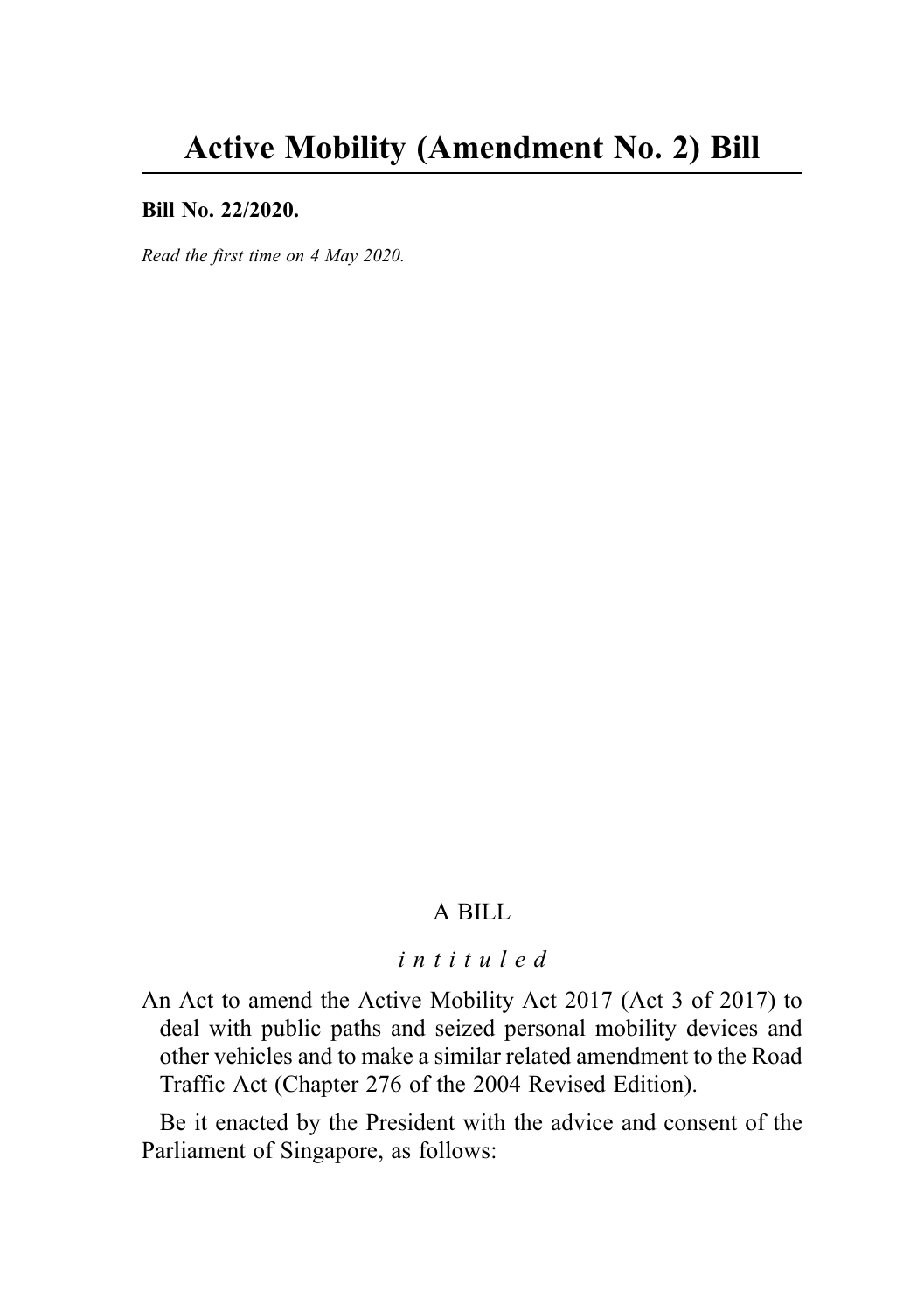# Active Mobility (Amendment No. 2) Bill

**Bill No. 22/2020.**

*Read the first time on 4 May 2020.*

A BILL

*intituled*

An Act to amend the Active Mobility Act 2017 (Act 3 of 2017) to deal with public paths and seized personal mobility devices and other vehicles and to make a similar related amendment to the Road Traffic Act (Chapter 276 of the 2004 Revised Edition).

Be it enacted by the President with the advice and consent of the Parliament of Singapore, as follows: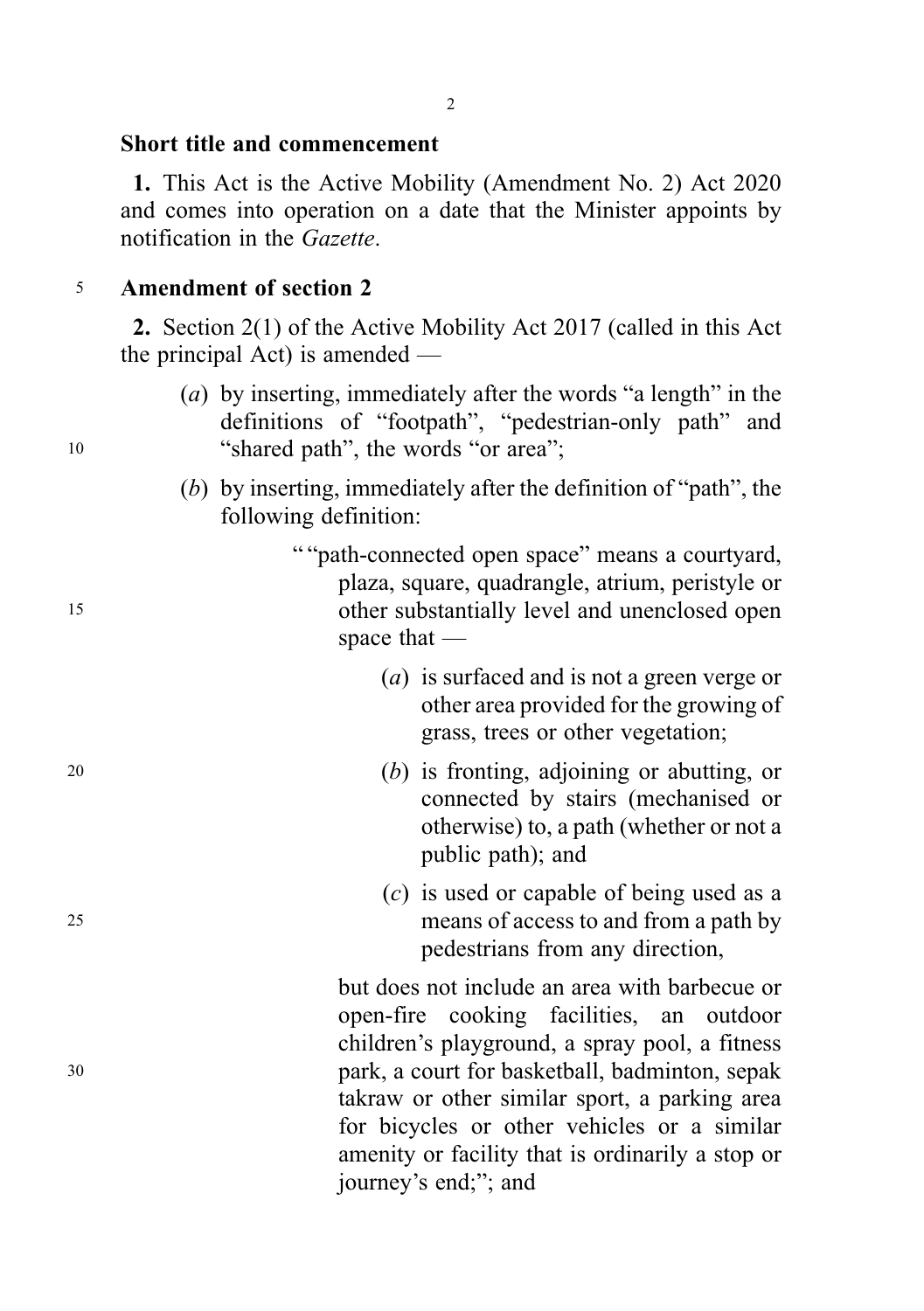### Short title and commencement

**1.** This Act is the Active Mobility (Amendment No. 2) Act 2020 and comes into operation on a date that the Minister appoints by notification in the *Gazette*.

### Amendment of section 2

**2.** Section 2(1) of the Active Mobility Act 2017 (called in this Act the principal Act) is amended —

(*a*) by inserting, immediately after the words "a length" in the definitions of "footpath", "pedestrian-only path" and "shared path", the words "or area";

(*b*) by inserting, immediately after the definition of "path", the following definition:

> ""path-connected open space" means a courtyard, plaza, square, quadrangle, atrium, peristyle or other substantially level and unenclosed open space that —
>
> (*a*) is surfaced and is not a green verge or other area provided for the growing of grass, trees or other vegetation;
>
> (*b*) is fronting, adjoining or abutting, or connected by stairs (mechanised or otherwise) to, a path (whether or not a public path); and
>
> (*c*) is used or capable of being used as a means of access to and from a path by pedestrians from any direction,
>
> but does not include an area with barbecue or open-fire cooking facilities, an outdoor children's playground, a spray pool, a fitness park, a court for basketball, badminton, sepak takraw or other similar sport, a parking area for bicycles or other vehicles or a similar amenity or facility that is ordinarily a stop or journey's end;"; and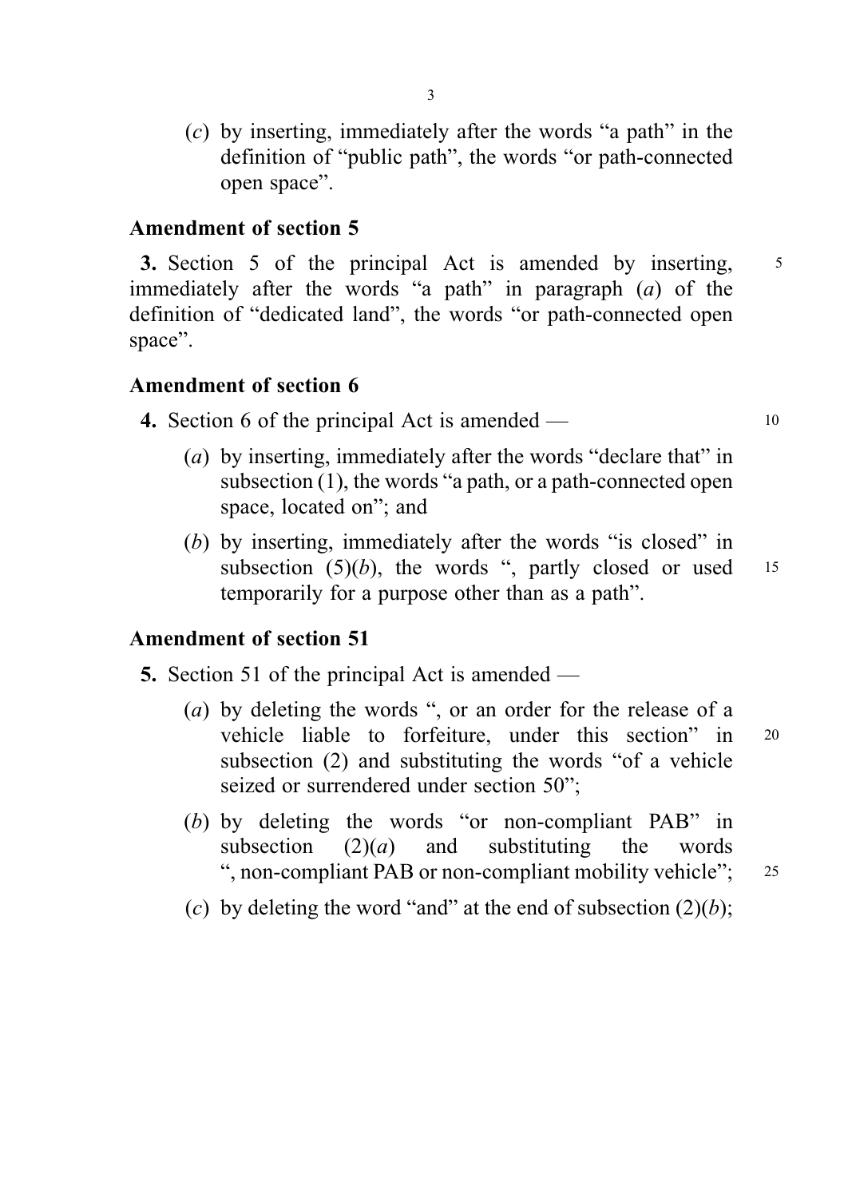(*c*) by inserting, immediately after the words "a path" in the definition of "public path", the words "or path-connected open space".

### Amendment of section 5

**3.** Section 5 of the principal Act is amended by inserting, immediately after the words "a path" in paragraph (*a*) of the definition of "dedicated land", the words "or path-connected open space".

### Amendment of section 6

**4.** Section 6 of the principal Act is amended —

(*a*) by inserting, immediately after the words "declare that" in subsection (1), the words "a path, or a path-connected open space, located on"; and

(*b*) by inserting, immediately after the words "is closed" in subsection (5)(*b*), the words ", partly closed or used temporarily for a purpose other than as a path".

### Amendment of section 51

**5.** Section 51 of the principal Act is amended —

(*a*) by deleting the words ", or an order for the release of a vehicle liable to forfeiture, under this section" in subsection (2) and substituting the words "of a vehicle seized or surrendered under section 50";

(*b*) by deleting the words "or non-compliant PAB" in subsection (2)(*a*) and substituting the words ", non-compliant PAB or non-compliant mobility vehicle";

(*c*) by deleting the word "and" at the end of subsection (2)(*b*);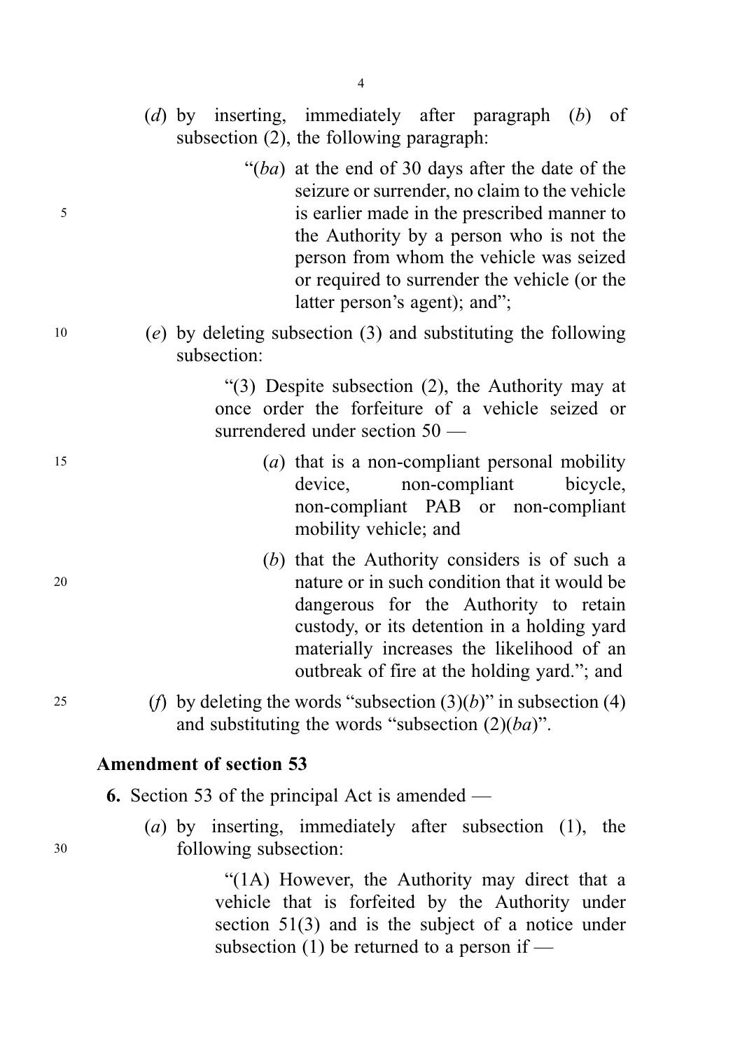(*d*) by inserting, immediately after paragraph (*b*) of subsection (2), the following paragraph:

> "(*ba*) at the end of 30 days after the date of the seizure or surrender, no claim to the vehicle is earlier made in the prescribed manner to the Authority by a person who is not the person from whom the vehicle was seized or required to surrender the vehicle (or the latter person's agent); and";

(*e*) by deleting subsection (3) and substituting the following subsection:

> "(3) Despite subsection (2), the Authority may at once order the forfeiture of a vehicle seized or surrendered under section 50 —
>
> (*a*) that is a non-compliant personal mobility device, non-compliant bicycle, non-compliant PAB or non-compliant mobility vehicle; and
>
> (*b*) that the Authority considers is of such a nature or in such condition that it would be dangerous for the Authority to retain custody, or its detention in a holding yard materially increases the likelihood of an outbreak of fire at the holding yard."; and

(*f*) by deleting the words "subsection (3)(*b*)" in subsection (4) and substituting the words "subsection (2)(*ba*)".

### Amendment of section 53

**6.** Section 53 of the principal Act is amended —

(*a*) by inserting, immediately after subsection (1), the following subsection:

> "(1A) However, the Authority may direct that a vehicle that is forfeited by the Authority under section 51(3) and is the subject of a notice under subsection (1) be returned to a person if —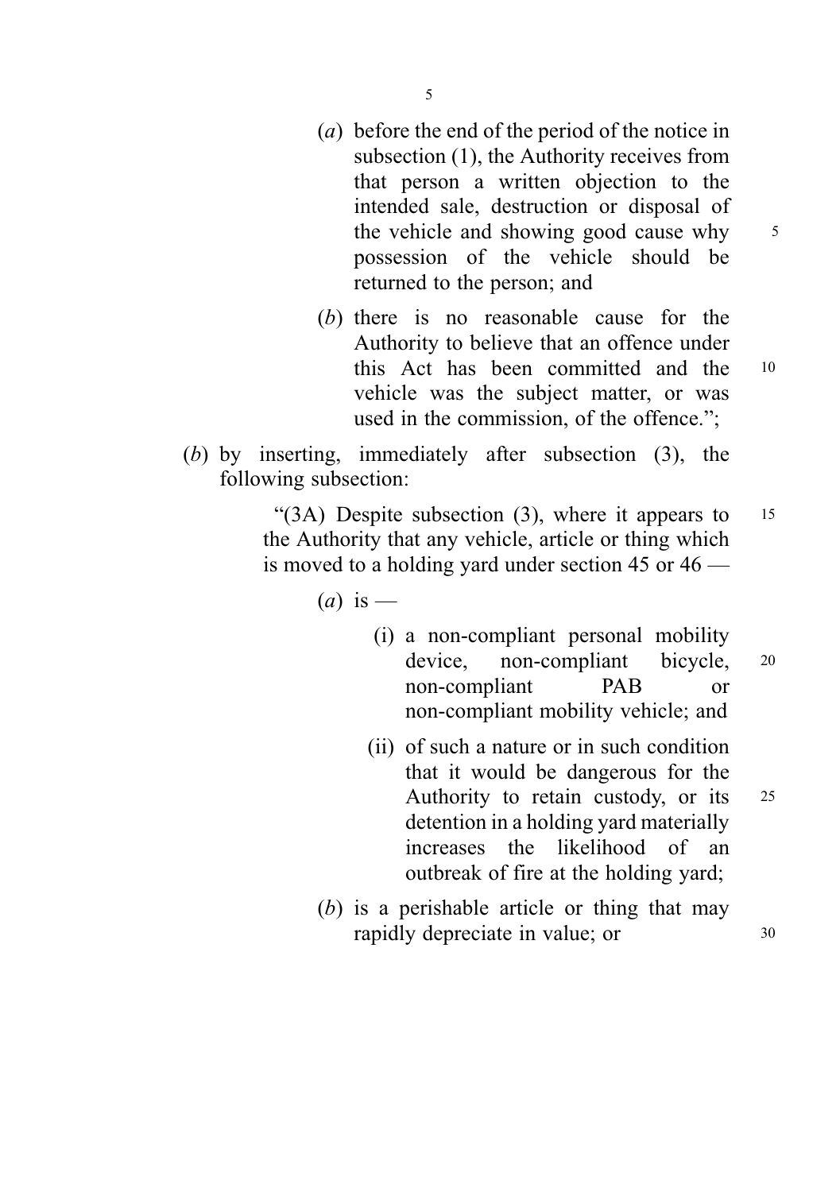(*a*) before the end of the period of the notice in subsection (1), the Authority receives from that person a written objection to the intended sale, destruction or disposal of the vehicle and showing good cause why possession of the vehicle should be returned to the person; and

(*b*) there is no reasonable cause for the Authority to believe that an offence under this Act has been committed and the vehicle was the subject matter, or was used in the commission, of the offence.";

(*b*) by inserting, immediately after subsection (3), the following subsection:

"(3A) Despite subsection (3), where it appears to the Authority that any vehicle, article or thing which is moved to a holding yard under section 45 or 46 —

(*a*) is —

(i) a non-compliant personal mobility device, non-compliant bicycle, non-compliant PAB or non-compliant mobility vehicle; and

(ii) of such a nature or in such condition that it would be dangerous for the Authority to retain custody, or its detention in a holding yard materially increases the likelihood of an outbreak of fire at the holding yard;

(*b*) is a perishable article or thing that may rapidly depreciate in value; or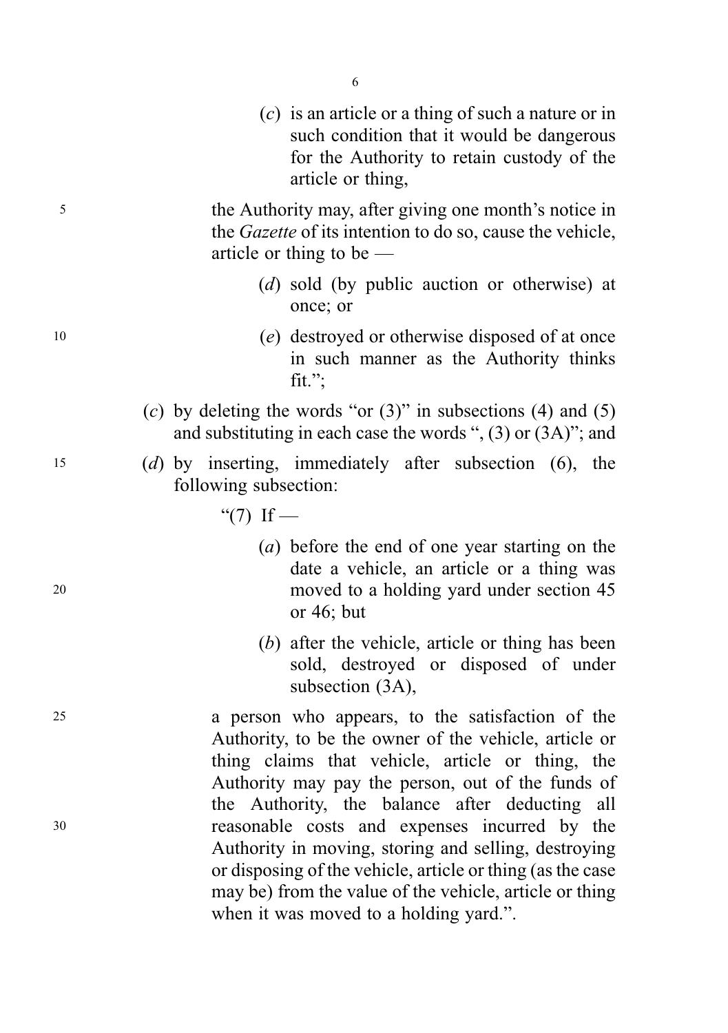(*c*) is an article or a thing of such a nature or in such condition that it would be dangerous for the Authority to retain custody of the article or thing,

the Authority may, after giving one month's notice in the *Gazette* of its intention to do so, cause the vehicle, article or thing to be —

(*d*) sold (by public auction or otherwise) at once; or

(*e*) destroyed or otherwise disposed of at once in such manner as the Authority thinks fit.";

(*c*) by deleting the words "or (3)" in subsections (4) and (5) and substituting in each case the words ", (3) or (3A)"; and

(*d*) by inserting, immediately after subsection (6), the following subsection:

"(7) If —

(*a*) before the end of one year starting on the date a vehicle, an article or a thing was moved to a holding yard under section 45 or 46; but

(*b*) after the vehicle, article or thing has been sold, destroyed or disposed of under subsection (3A),

a person who appears, to the satisfaction of the Authority, to be the owner of the vehicle, article or thing claims that vehicle, article or thing, the Authority may pay the person, out of the funds of the Authority, the balance after deducting all reasonable costs and expenses incurred by the Authority in moving, storing and selling, destroying or disposing of the vehicle, article or thing (as the case may be) from the value of the vehicle, article or thing when it was moved to a holding yard.".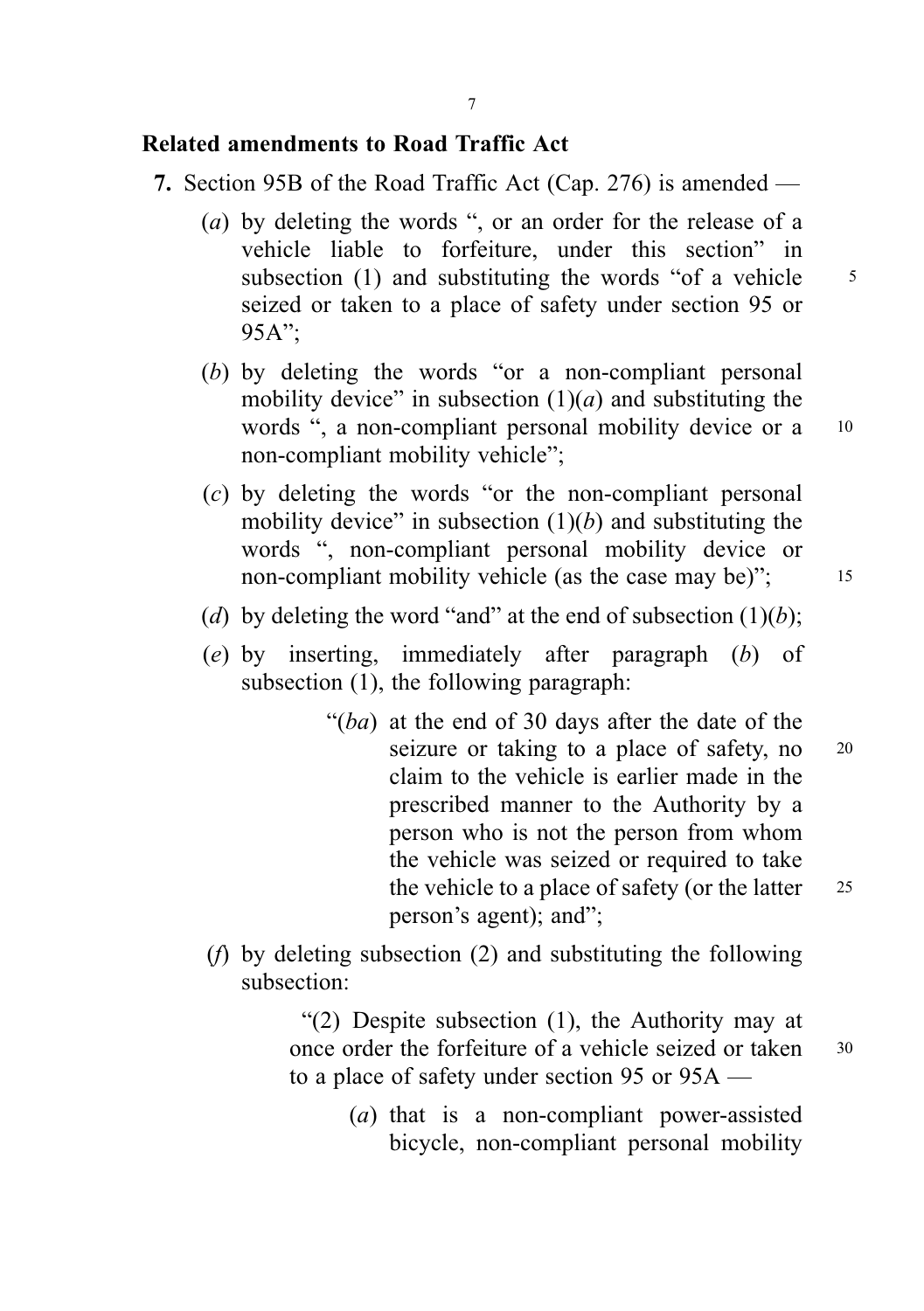## Related amendments to Road Traffic Act

**7.** Section 95B of the Road Traffic Act (Cap. 276) is amended —

(*a*) by deleting the words ", or an order for the release of a vehicle liable to forfeiture, under this section" in subsection (1) and substituting the words "of a vehicle seized or taken to a place of safety under section 95 or 95A";

(*b*) by deleting the words "or a non-compliant personal mobility device" in subsection (1)(*a*) and substituting the words ", a non-compliant personal mobility device or a non-compliant mobility vehicle";

(*c*) by deleting the words "or the non-compliant personal mobility device" in subsection (1)(*b*) and substituting the words ", non-compliant personal mobility device or non-compliant mobility vehicle (as the case may be)";

(*d*) by deleting the word "and" at the end of subsection (1)(*b*);

(*e*) by inserting, immediately after paragraph (*b*) of subsection (1), the following paragraph:

> "(*ba*) at the end of 30 days after the date of the seizure or taking to a place of safety, no claim to the vehicle is earlier made in the prescribed manner to the Authority by a person who is not the person from whom the vehicle was seized or required to take the vehicle to a place of safety (or the latter person's agent); and";

(*f*) by deleting subsection (2) and substituting the following subsection:

> "(2) Despite subsection (1), the Authority may at once order the forfeiture of a vehicle seized or taken to a place of safety under section 95 or 95A —
>
> (*a*) that is a non-compliant power-assisted bicycle, non-compliant personal mobility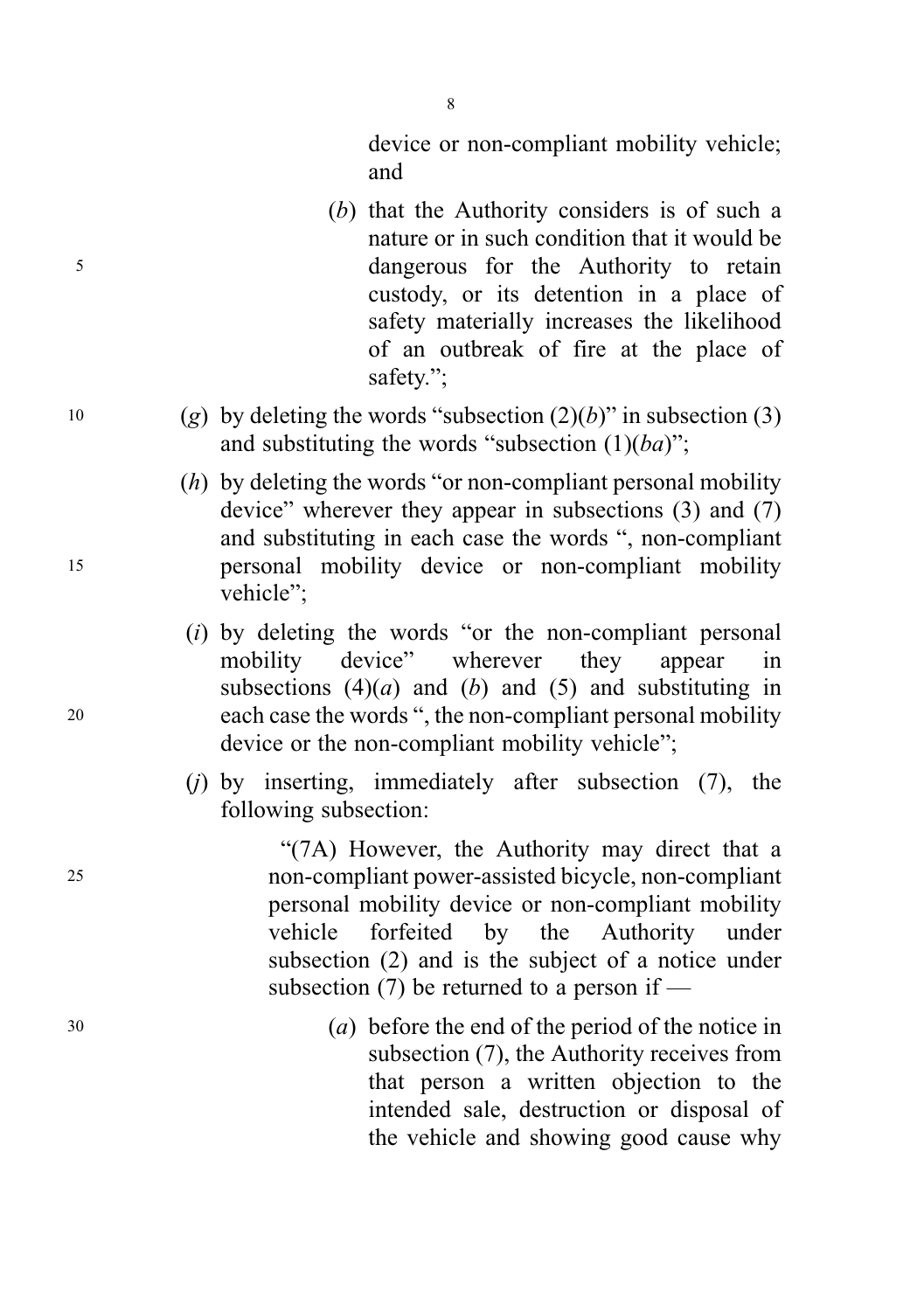device or non-compliant mobility vehicle; and

(*b*) that the Authority considers is of such a nature or in such condition that it would be dangerous for the Authority to retain custody, or its detention in a place of safety materially increases the likelihood of an outbreak of fire at the place of safety.";

(*g*) by deleting the words "subsection (2)(*b*)" in subsection (3) and substituting the words "subsection (1)(*ba*)";

(*h*) by deleting the words "or non-compliant personal mobility device" wherever they appear in subsections (3) and (7) and substituting in each case the words ", non-compliant personal mobility device or non-compliant mobility vehicle";

(*i*) by deleting the words "or the non-compliant personal mobility device" wherever they appear in subsections (4)(*a*) and (*b*) and (5) and substituting in each case the words ", the non-compliant personal mobility device or the non-compliant mobility vehicle";

(*j*) by inserting, immediately after subsection (7), the following subsection:

"(7A) However, the Authority may direct that a non-compliant power-assisted bicycle, non-compliant personal mobility device or non-compliant mobility vehicle forfeited by the Authority under subsection (2) and is the subject of a notice under subsection (7) be returned to a person if —

(*a*) before the end of the period of the notice in subsection (7), the Authority receives from that person a written objection to the intended sale, destruction or disposal of the vehicle and showing good cause why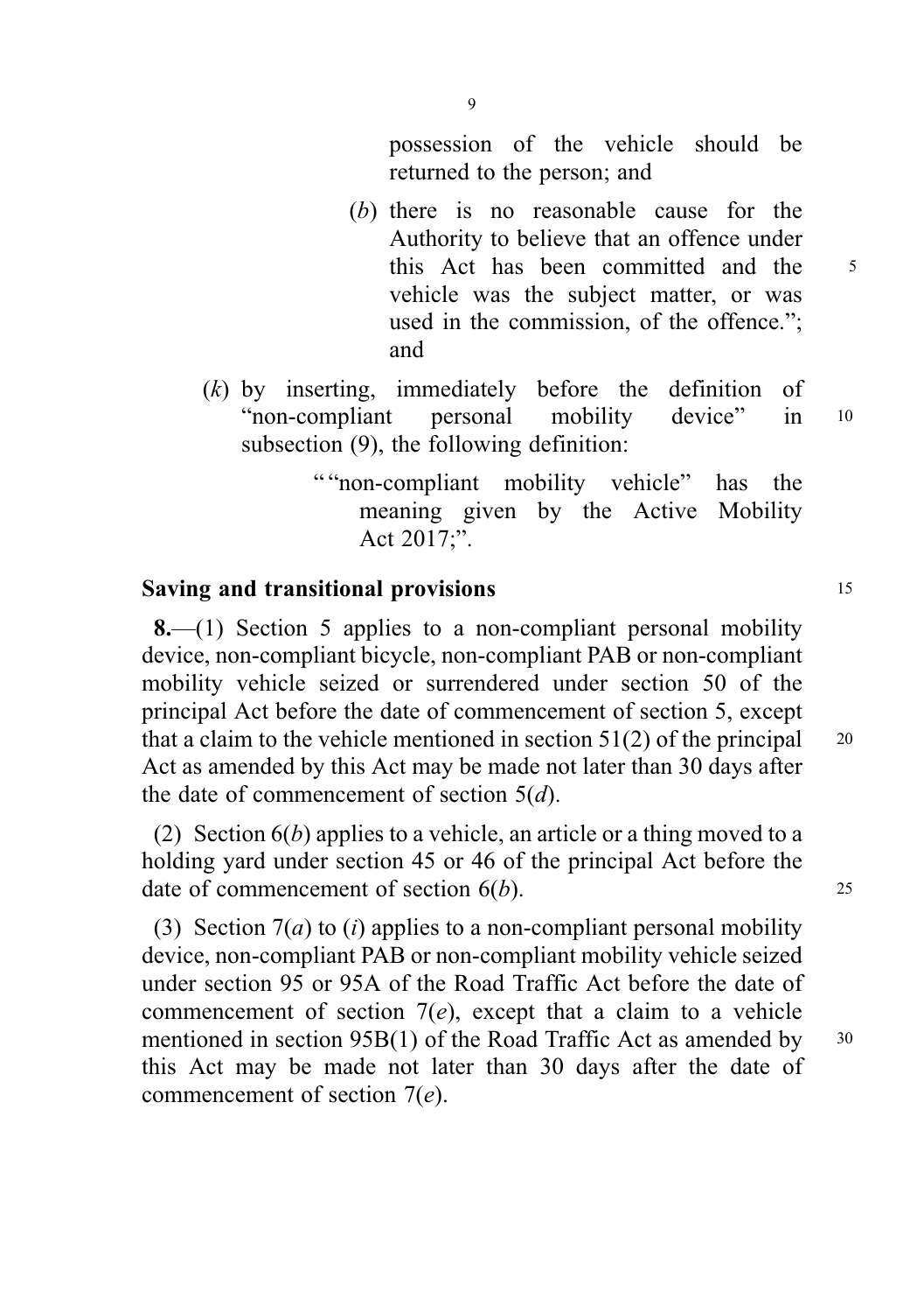possession of the vehicle should be returned to the person; and

(*b*) there is no reasonable cause for the Authority to believe that an offence under this Act has been committed and the vehicle was the subject matter, or was used in the commission, of the offence."; and

(*k*) by inserting, immediately before the definition of "non-compliant personal mobility device" in subsection (9), the following definition:

""non-compliant mobility vehicle" has the meaning given by the Active Mobility Act 2017;".

**Saving and transitional provisions**

**8.**—(1) Section 5 applies to a non-compliant personal mobility device, non-compliant bicycle, non-compliant PAB or non-compliant mobility vehicle seized or surrendered under section 50 of the principal Act before the date of commencement of section 5, except that a claim to the vehicle mentioned in section 51(2) of the principal Act as amended by this Act may be made not later than 30 days after the date of commencement of section 5(*d*).

(2) Section 6(*b*) applies to a vehicle, an article or a thing moved to a holding yard under section 45 or 46 of the principal Act before the date of commencement of section 6(*b*).

(3) Section 7(*a*) to (*i*) applies to a non-compliant personal mobility device, non-compliant PAB or non-compliant mobility vehicle seized under section 95 or 95A of the Road Traffic Act before the date of commencement of section 7(*e*), except that a claim to a vehicle mentioned in section 95B(1) of the Road Traffic Act as amended by this Act may be made not later than 30 days after the date of commencement of section 7(*e*).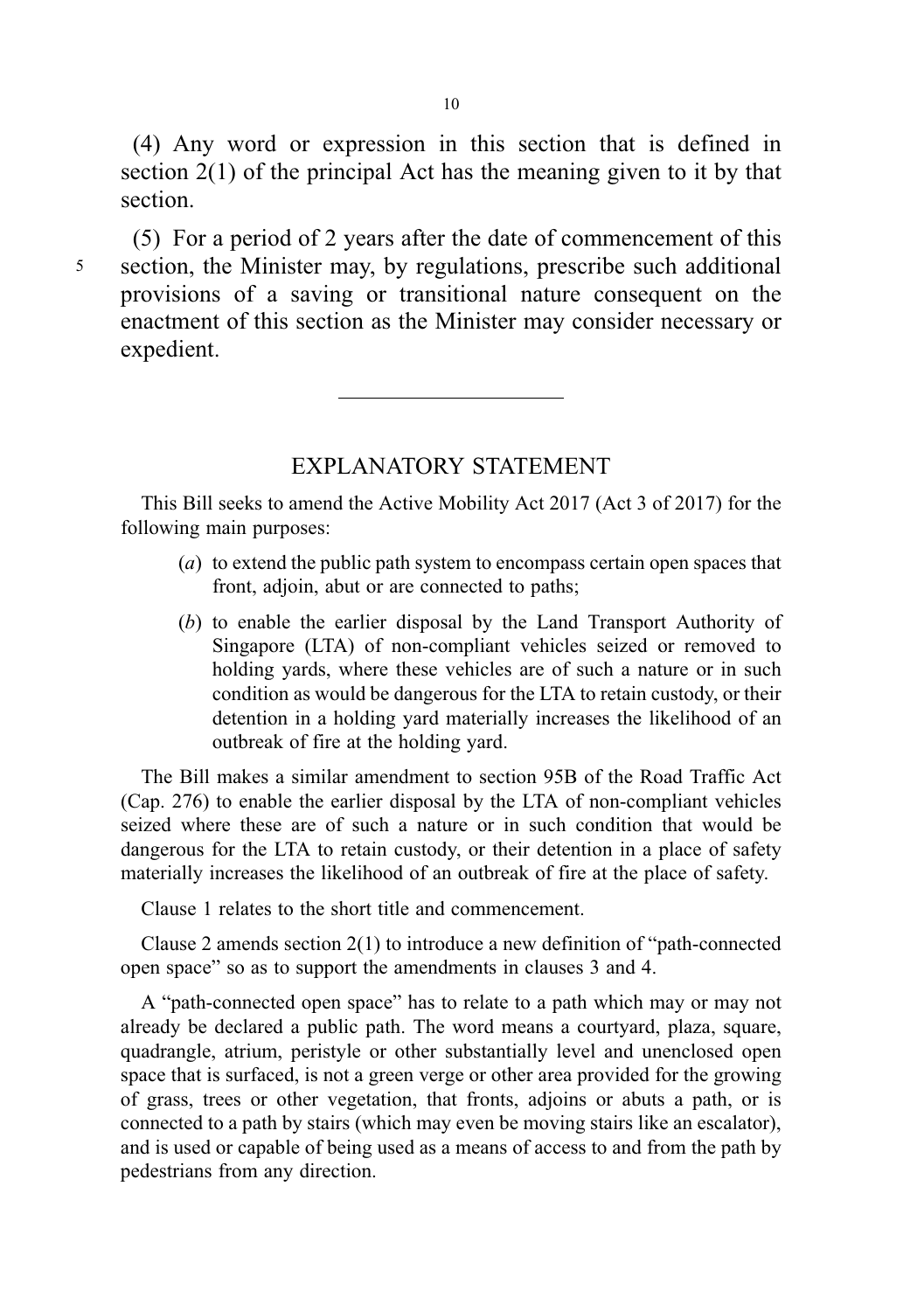(4) Any word or expression in this section that is defined in section 2(1) of the principal Act has the meaning given to it by that section.

(5) For a period of 2 years after the date of commencement of this section, the Minister may, by regulations, prescribe such additional provisions of a saving or transitional nature consequent on the enactment of this section as the Minister may consider necessary or expedient.

---

## EXPLANATORY STATEMENT

This Bill seeks to amend the Active Mobility Act 2017 (Act 3 of 2017) for the following main purposes:

(*a*) to extend the public path system to encompass certain open spaces that front, adjoin, abut or are connected to paths;

(*b*) to enable the earlier disposal by the Land Transport Authority of Singapore (LTA) of non-compliant vehicles seized or removed to holding yards, where these vehicles are of such a nature or in such condition as would be dangerous for the LTA to retain custody, or their detention in a holding yard materially increases the likelihood of an outbreak of fire at the holding yard.

The Bill makes a similar amendment to section 95B of the Road Traffic Act (Cap. 276) to enable the earlier disposal by the LTA of non-compliant vehicles seized where these are of such a nature or in such condition that would be dangerous for the LTA to retain custody, or their detention in a place of safety materially increases the likelihood of an outbreak of fire at the place of safety.

Clause 1 relates to the short title and commencement.

Clause 2 amends section 2(1) to introduce a new definition of "path-connected open space" so as to support the amendments in clauses 3 and 4.

A "path-connected open space" has to relate to a path which may or may not already be declared a public path. The word means a courtyard, plaza, square, quadrangle, atrium, peristyle or other substantially level and unenclosed open space that is surfaced, is not a green verge or other area provided for the growing of grass, trees or other vegetation, that fronts, adjoins or abuts a path, or is connected to a path by stairs (which may even be moving stairs like an escalator), and is used or capable of being used as a means of access to and from the path by pedestrians from any direction.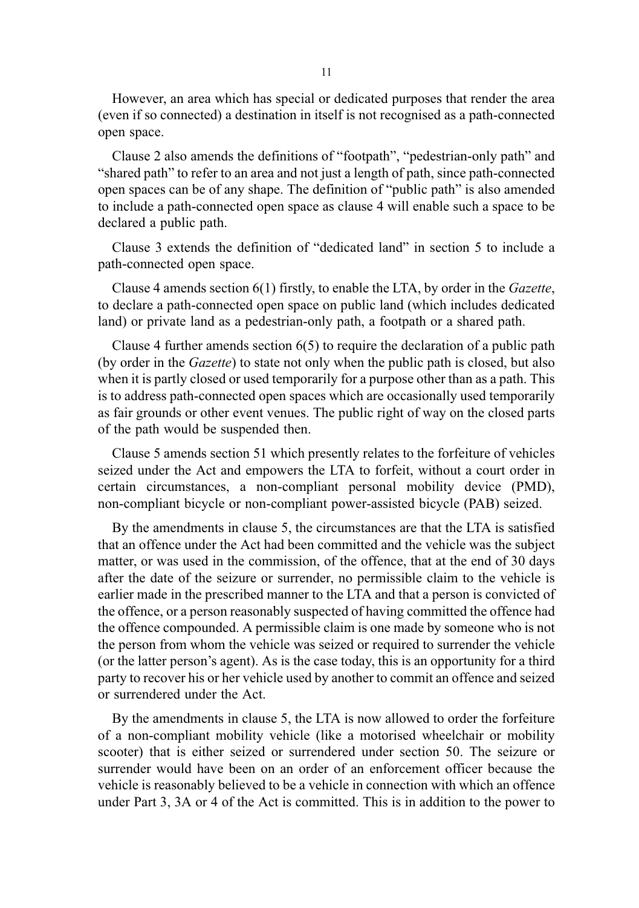However, an area which has special or dedicated purposes that render the area (even if so connected) a destination in itself is not recognised as a path-connected open space.

Clause 2 also amends the definitions of "footpath", "pedestrian-only path" and "shared path" to refer to an area and not just a length of path, since path-connected open spaces can be of any shape. The definition of "public path" is also amended to include a path-connected open space as clause 4 will enable such a space to be declared a public path.

Clause 3 extends the definition of "dedicated land" in section 5 to include a path-connected open space.

Clause 4 amends section 6(1) firstly, to enable the LTA, by order in the *Gazette*, to declare a path-connected open space on public land (which includes dedicated land) or private land as a pedestrian-only path, a footpath or a shared path.

Clause 4 further amends section 6(5) to require the declaration of a public path (by order in the *Gazette*) to state not only when the public path is closed, but also when it is partly closed or used temporarily for a purpose other than as a path. This is to address path-connected open spaces which are occasionally used temporarily as fair grounds or other event venues. The public right of way on the closed parts of the path would be suspended then.

Clause 5 amends section 51 which presently relates to the forfeiture of vehicles seized under the Act and empowers the LTA to forfeit, without a court order in certain circumstances, a non-compliant personal mobility device (PMD), non-compliant bicycle or non-compliant power-assisted bicycle (PAB) seized.

By the amendments in clause 5, the circumstances are that the LTA is satisfied that an offence under the Act had been committed and the vehicle was the subject matter, or was used in the commission, of the offence, that at the end of 30 days after the date of the seizure or surrender, no permissible claim to the vehicle is earlier made in the prescribed manner to the LTA and that a person is convicted of the offence, or a person reasonably suspected of having committed the offence had the offence compounded. A permissible claim is one made by someone who is not the person from whom the vehicle was seized or required to surrender the vehicle (or the latter person's agent). As is the case today, this is an opportunity for a third party to recover his or her vehicle used by another to commit an offence and seized or surrendered under the Act.

By the amendments in clause 5, the LTA is now allowed to order the forfeiture of a non-compliant mobility vehicle (like a motorised wheelchair or mobility scooter) that is either seized or surrendered under section 50. The seizure or surrender would have been on an order of an enforcement officer because the vehicle is reasonably believed to be a vehicle in connection with which an offence under Part 3, 3A or 4 of the Act is committed. This is in addition to the power to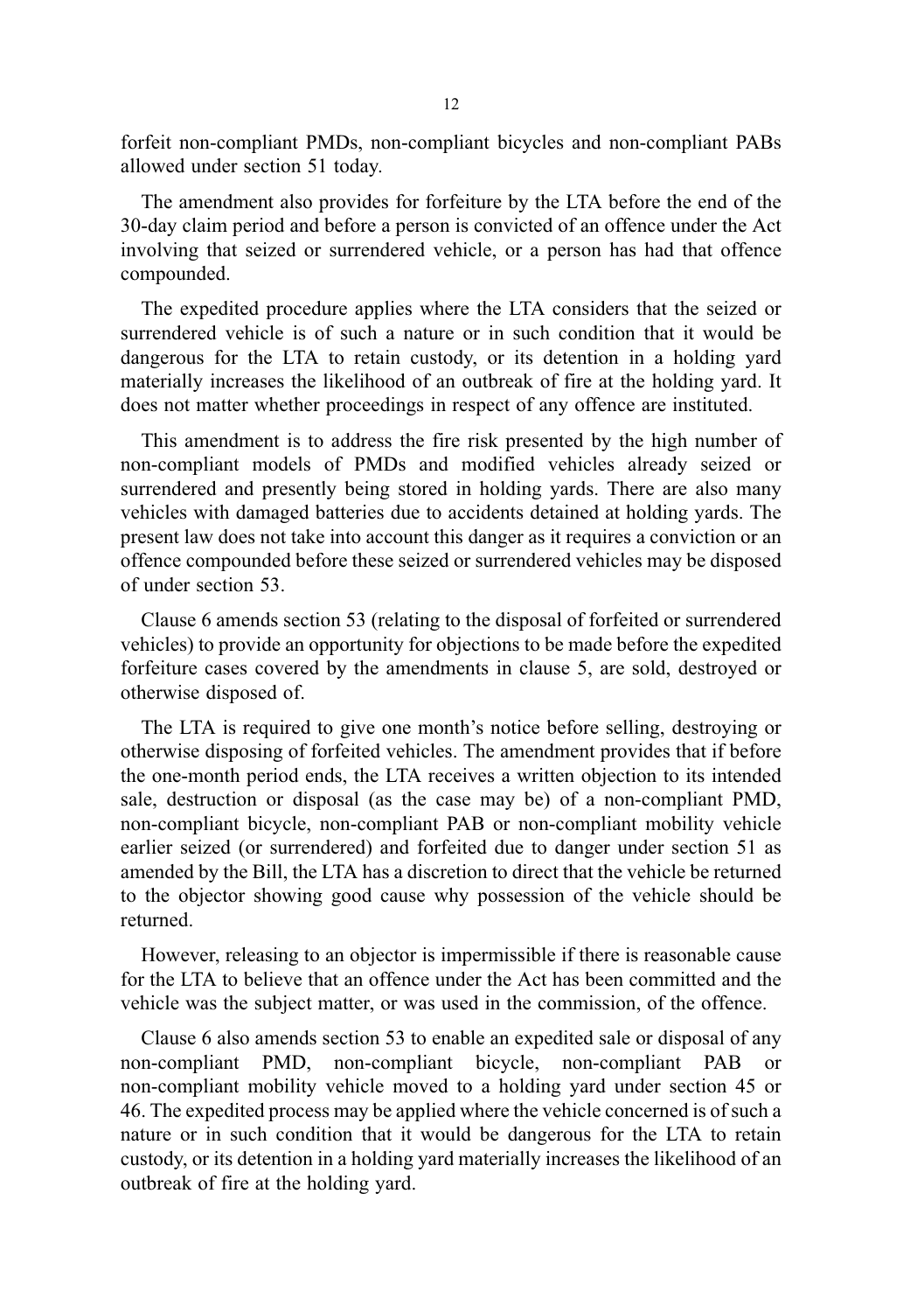forfeit non-compliant PMDs, non-compliant bicycles and non-compliant PABs allowed under section 51 today.

The amendment also provides for forfeiture by the LTA before the end of the 30-day claim period and before a person is convicted of an offence under the Act involving that seized or surrendered vehicle, or a person has had that offence compounded.

The expedited procedure applies where the LTA considers that the seized or surrendered vehicle is of such a nature or in such condition that it would be dangerous for the LTA to retain custody, or its detention in a holding yard materially increases the likelihood of an outbreak of fire at the holding yard. It does not matter whether proceedings in respect of any offence are instituted.

This amendment is to address the fire risk presented by the high number of non-compliant models of PMDs and modified vehicles already seized or surrendered and presently being stored in holding yards. There are also many vehicles with damaged batteries due to accidents detained at holding yards. The present law does not take into account this danger as it requires a conviction or an offence compounded before these seized or surrendered vehicles may be disposed of under section 53.

Clause 6 amends section 53 (relating to the disposal of forfeited or surrendered vehicles) to provide an opportunity for objections to be made before the expedited forfeiture cases covered by the amendments in clause 5, are sold, destroyed or otherwise disposed of.

The LTA is required to give one month's notice before selling, destroying or otherwise disposing of forfeited vehicles. The amendment provides that if before the one-month period ends, the LTA receives a written objection to its intended sale, destruction or disposal (as the case may be) of a non-compliant PMD, non-compliant bicycle, non-compliant PAB or non-compliant mobility vehicle earlier seized (or surrendered) and forfeited due to danger under section 51 as amended by the Bill, the LTA has a discretion to direct that the vehicle be returned to the objector showing good cause why possession of the vehicle should be returned.

However, releasing to an objector is impermissible if there is reasonable cause for the LTA to believe that an offence under the Act has been committed and the vehicle was the subject matter, or was used in the commission, of the offence.

Clause 6 also amends section 53 to enable an expedited sale or disposal of any non-compliant PMD, non-compliant bicycle, non-compliant PAB or non-compliant mobility vehicle moved to a holding yard under section 45 or 46. The expedited process may be applied where the vehicle concerned is of such a nature or in such condition that it would be dangerous for the LTA to retain custody, or its detention in a holding yard materially increases the likelihood of an outbreak of fire at the holding yard.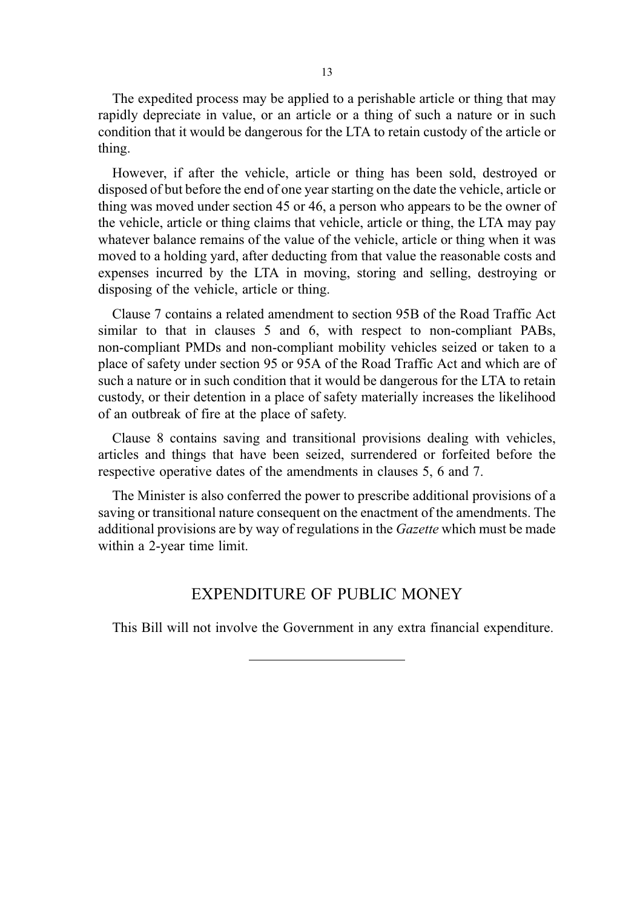The expedited process may be applied to a perishable article or thing that may rapidly depreciate in value, or an article or a thing of such a nature or in such condition that it would be dangerous for the LTA to retain custody of the article or thing.

However, if after the vehicle, article or thing has been sold, destroyed or disposed of but before the end of one year starting on the date the vehicle, article or thing was moved under section 45 or 46, a person who appears to be the owner of the vehicle, article or thing claims that vehicle, article or thing, the LTA may pay whatever balance remains of the value of the vehicle, article or thing when it was moved to a holding yard, after deducting from that value the reasonable costs and expenses incurred by the LTA in moving, storing and selling, destroying or disposing of the vehicle, article or thing.

Clause 7 contains a related amendment to section 95B of the Road Traffic Act similar to that in clauses 5 and 6, with respect to non-compliant PABs, non-compliant PMDs and non-compliant mobility vehicles seized or taken to a place of safety under section 95 or 95A of the Road Traffic Act and which are of such a nature or in such condition that it would be dangerous for the LTA to retain custody, or their detention in a place of safety materially increases the likelihood of an outbreak of fire at the place of safety.

Clause 8 contains saving and transitional provisions dealing with vehicles, articles and things that have been seized, surrendered or forfeited before the respective operative dates of the amendments in clauses 5, 6 and 7.

The Minister is also conferred the power to prescribe additional provisions of a saving or transitional nature consequent on the enactment of the amendments. The additional provisions are by way of regulations in the *Gazette* which must be made within a 2-year time limit.

## EXPENDITURE OF PUBLIC MONEY

This Bill will not involve the Government in any extra financial expenditure.